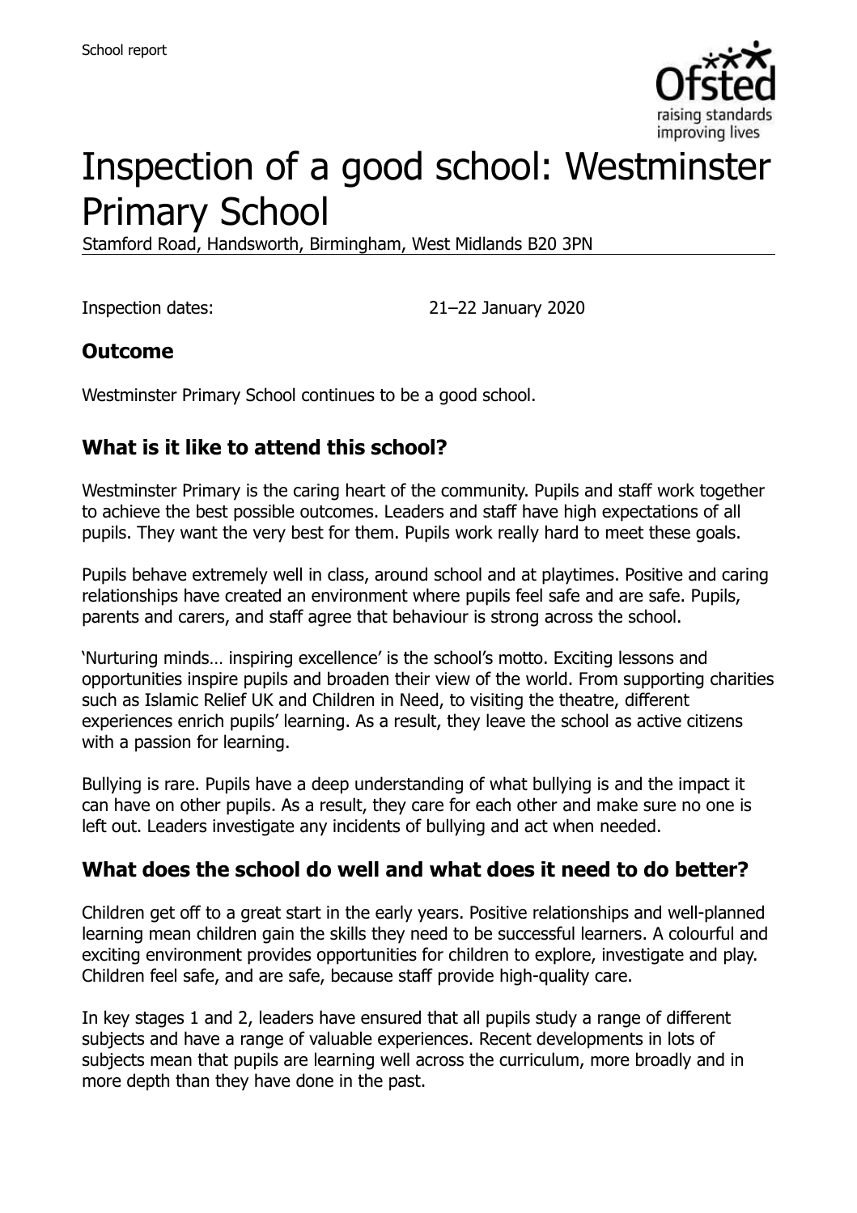# Inspection of a good school: Westminster Primary School

Stamford Road, Handsworth, Birmingham, West Midlands B20 3PN

Inspection dates: 21–22 January 2020

## Outcome

Westminster Primary School continues to be a good school.

## What is it like to attend this school?

Westminster Primary is the caring heart of the community. Pupils and staff work together to achieve the best possible outcomes. Leaders and staff have high expectations of all pupils. They want the very best for them. Pupils work really hard to meet these goals.

Pupils behave extremely well in class, around school and at playtimes. Positive and caring relationships have created an environment where pupils feel safe and are safe. Pupils, parents and carers, and staff agree that behaviour is strong across the school.

'Nurturing minds… inspiring excellence' is the school's motto. Exciting lessons and opportunities inspire pupils and broaden their view of the world. From supporting charities such as Islamic Relief UK and Children in Need, to visiting the theatre, different experiences enrich pupils' learning. As a result, they leave the school as active citizens with a passion for learning.

Bullying is rare. Pupils have a deep understanding of what bullying is and the impact it can have on other pupils. As a result, they care for each other and make sure no one is left out. Leaders investigate any incidents of bullying and act when needed.

## What does the school do well and what does it need to do better?

Children get off to a great start in the early years. Positive relationships and well-planned learning mean children gain the skills they need to be successful learners. A colourful and exciting environment provides opportunities for children to explore, investigate and play. Children feel safe, and are safe, because staff provide high-quality care.

In key stages 1 and 2, leaders have ensured that all pupils study a range of different subjects and have a range of valuable experiences. Recent developments in lots of subjects mean that pupils are learning well across the curriculum, more broadly and in more depth than they have done in the past.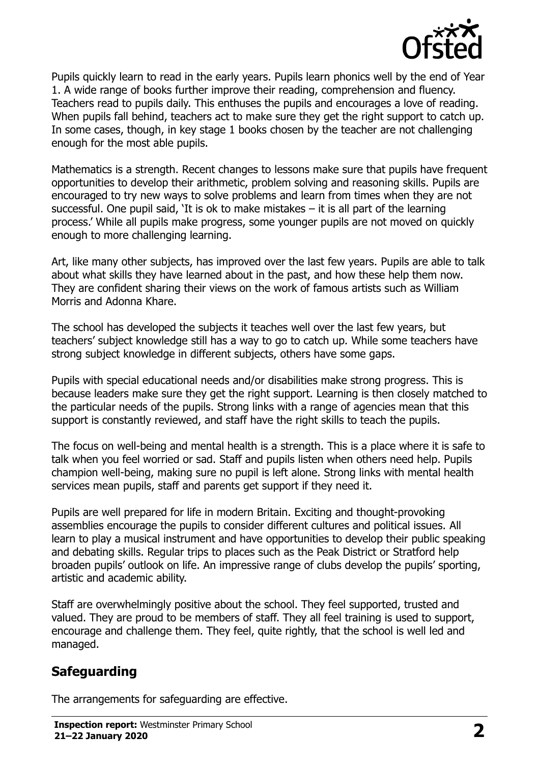Pupils quickly learn to read in the early years. Pupils learn phonics well by the end of Year 1. A wide range of books further improve their reading, comprehension and fluency. Teachers read to pupils daily. This enthuses the pupils and encourages a love of reading. When pupils fall behind, teachers act to make sure they get the right support to catch up. In some cases, though, in key stage 1 books chosen by the teacher are not challenging enough for the most able pupils.

Mathematics is a strength. Recent changes to lessons make sure that pupils have frequent opportunities to develop their arithmetic, problem solving and reasoning skills. Pupils are encouraged to try new ways to solve problems and learn from times when they are not successful. One pupil said, 'It is ok to make mistakes – it is all part of the learning process.' While all pupils make progress, some younger pupils are not moved on quickly enough to more challenging learning.

Art, like many other subjects, has improved over the last few years. Pupils are able to talk about what skills they have learned about in the past, and how these help them now. They are confident sharing their views on the work of famous artists such as William Morris and Adonna Khare.

The school has developed the subjects it teaches well over the last few years, but teachers' subject knowledge still has a way to go to catch up. While some teachers have strong subject knowledge in different subjects, others have some gaps.

Pupils with special educational needs and/or disabilities make strong progress. This is because leaders make sure they get the right support. Learning is then closely matched to the particular needs of the pupils. Strong links with a range of agencies mean that this support is constantly reviewed, and staff have the right skills to teach the pupils.

The focus on well-being and mental health is a strength. This is a place where it is safe to talk when you feel worried or sad. Staff and pupils listen when others need help. Pupils champion well-being, making sure no pupil is left alone. Strong links with mental health services mean pupils, staff and parents get support if they need it.

Pupils are well prepared for life in modern Britain. Exciting and thought-provoking assemblies encourage the pupils to consider different cultures and political issues. All learn to play a musical instrument and have opportunities to develop their public speaking and debating skills. Regular trips to places such as the Peak District or Stratford help broaden pupils' outlook on life. An impressive range of clubs develop the pupils' sporting, artistic and academic ability.

Staff are overwhelmingly positive about the school. They feel supported, trusted and valued. They are proud to be members of staff. They all feel training is used to support, encourage and challenge them. They feel, quite rightly, that the school is well led and managed.

## Safeguarding

The arrangements for safeguarding are effective.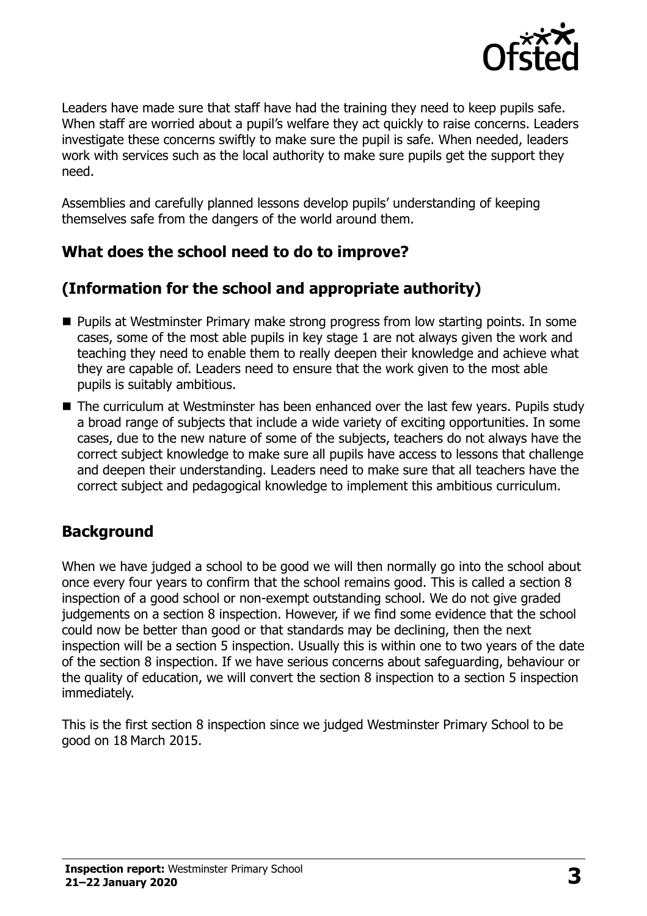Leaders have made sure that staff have had the training they need to keep pupils safe. When staff are worried about a pupil's welfare they act quickly to raise concerns. Leaders investigate these concerns swiftly to make sure the pupil is safe. When needed, leaders work with services such as the local authority to make sure pupils get the support they need.

Assemblies and carefully planned lessons develop pupils' understanding of keeping themselves safe from the dangers of the world around them.

## What does the school need to do to improve?

## (Information for the school and appropriate authority)

- Pupils at Westminster Primary make strong progress from low starting points. In some cases, some of the most able pupils in key stage 1 are not always given the work and teaching they need to enable them to really deepen their knowledge and achieve what they are capable of. Leaders need to ensure that the work given to the most able pupils is suitably ambitious.
- The curriculum at Westminster has been enhanced over the last few years. Pupils study a broad range of subjects that include a wide variety of exciting opportunities. In some cases, due to the new nature of some of the subjects, teachers do not always have the correct subject knowledge to make sure all pupils have access to lessons that challenge and deepen their understanding. Leaders need to make sure that all teachers have the correct subject and pedagogical knowledge to implement this ambitious curriculum.

## Background

When we have judged a school to be good we will then normally go into the school about once every four years to confirm that the school remains good. This is called a section 8 inspection of a good school or non-exempt outstanding school. We do not give graded judgements on a section 8 inspection. However, if we find some evidence that the school could now be better than good or that standards may be declining, then the next inspection will be a section 5 inspection. Usually this is within one to two years of the date of the section 8 inspection. If we have serious concerns about safeguarding, behaviour or the quality of education, we will convert the section 8 inspection to a section 5 inspection immediately.

This is the first section 8 inspection since we judged Westminster Primary School to be good on 18 March 2015.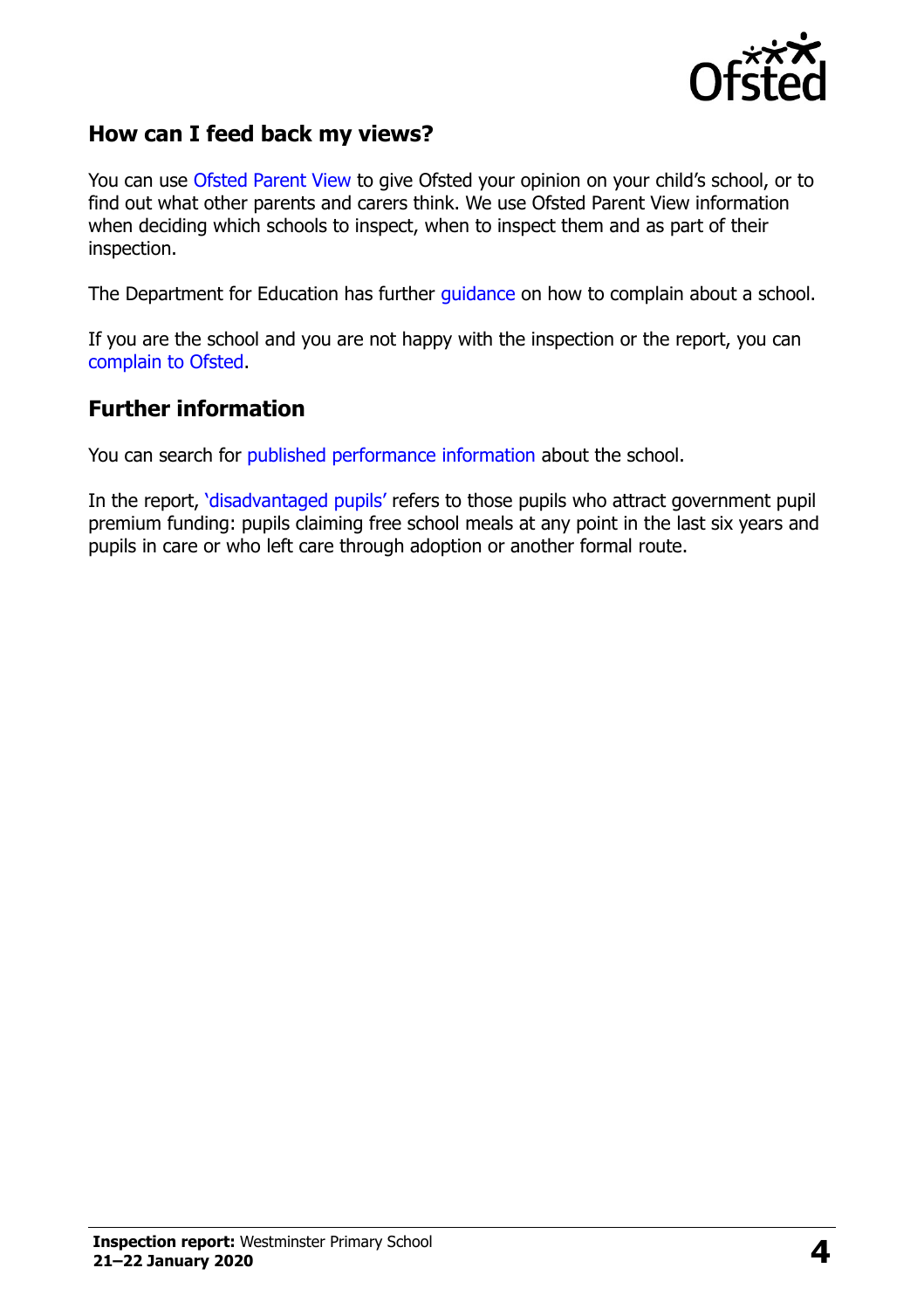## How can I feed back my views?

You can use Ofsted Parent View to give Ofsted your opinion on your child's school, or to find out what other parents and carers think. We use Ofsted Parent View information when deciding which schools to inspect, when to inspect them and as part of their inspection.

The Department for Education has further guidance on how to complain about a school.

If you are the school and you are not happy with the inspection or the report, you can complain to Ofsted.

## Further information

You can search for published performance information about the school.

In the report, 'disadvantaged pupils' refers to those pupils who attract government pupil premium funding: pupils claiming free school meals at any point in the last six years and pupils in care or who left care through adoption or another formal route.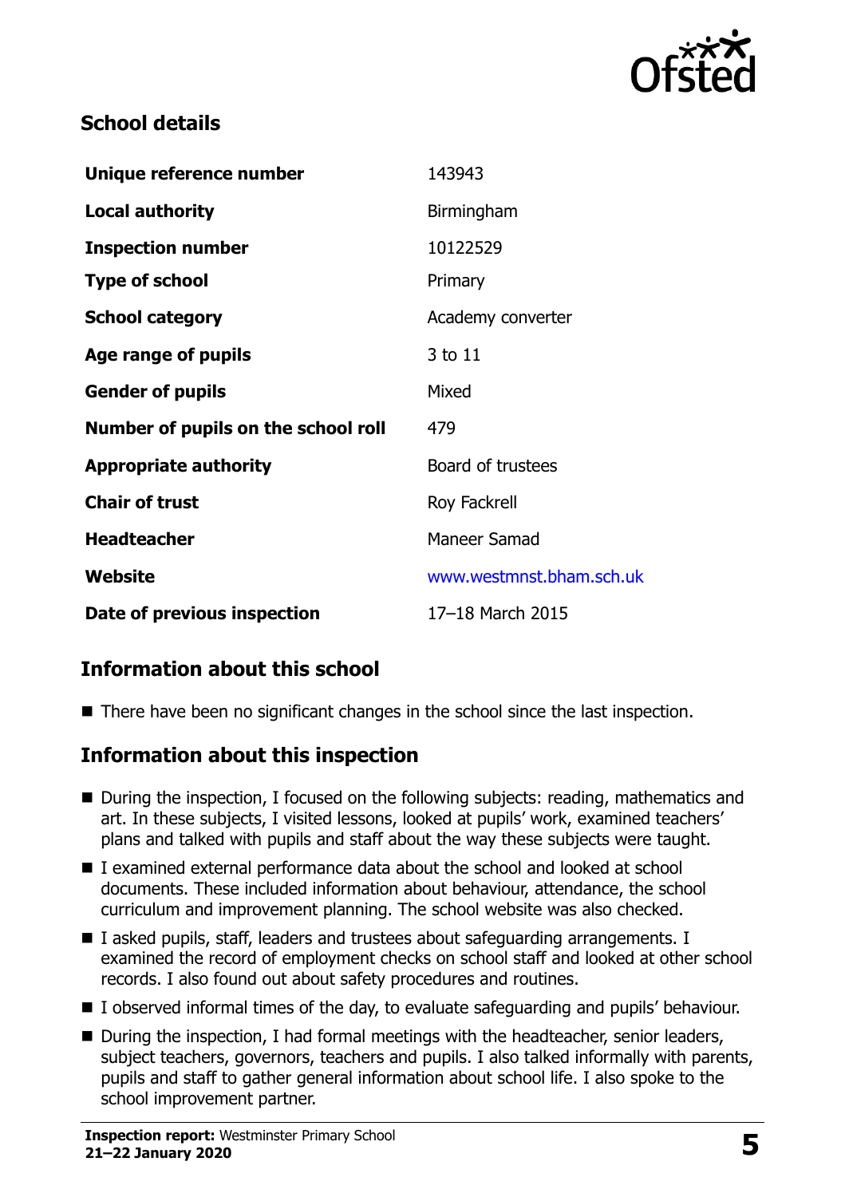## School details

| | |
|---|---|
| **Unique reference number** | 143943 |
| **Local authority** | Birmingham |
| **Inspection number** | 10122529 |
| **Type of school** | Primary |
| **School category** | Academy converter |
| **Age range of pupils** | 3 to 11 |
| **Gender of pupils** | Mixed |
| **Number of pupils on the school roll** | 479 |
| **Appropriate authority** | Board of trustees |
| **Chair of trust** | Roy Fackrell |
| **Headteacher** | Maneer Samad |
| **Website** | www.westmnst.bham.sch.uk |
| **Date of previous inspection** | 17–18 March 2015 |

## Information about this school

- There have been no significant changes in the school since the last inspection.

## Information about this inspection

- During the inspection, I focused on the following subjects: reading, mathematics and art. In these subjects, I visited lessons, looked at pupils' work, examined teachers' plans and talked with pupils and staff about the way these subjects were taught.
- I examined external performance data about the school and looked at school documents. These included information about behaviour, attendance, the school curriculum and improvement planning. The school website was also checked.
- I asked pupils, staff, leaders and trustees about safeguarding arrangements. I examined the record of employment checks on school staff and looked at other school records. I also found out about safety procedures and routines.
- I observed informal times of the day, to evaluate safeguarding and pupils' behaviour.
- During the inspection, I had formal meetings with the headteacher, senior leaders, subject teachers, governors, teachers and pupils. I also talked informally with parents, pupils and staff to gather general information about school life. I also spoke to the school improvement partner.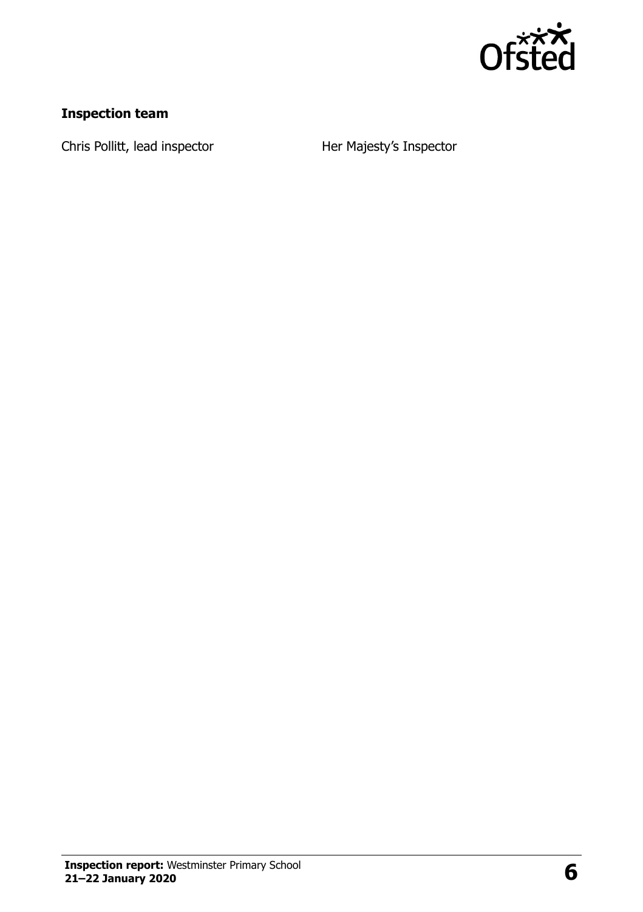**Inspection team**

| | |
|---|---|
| Chris Pollitt, lead inspector | Her Majesty's Inspector |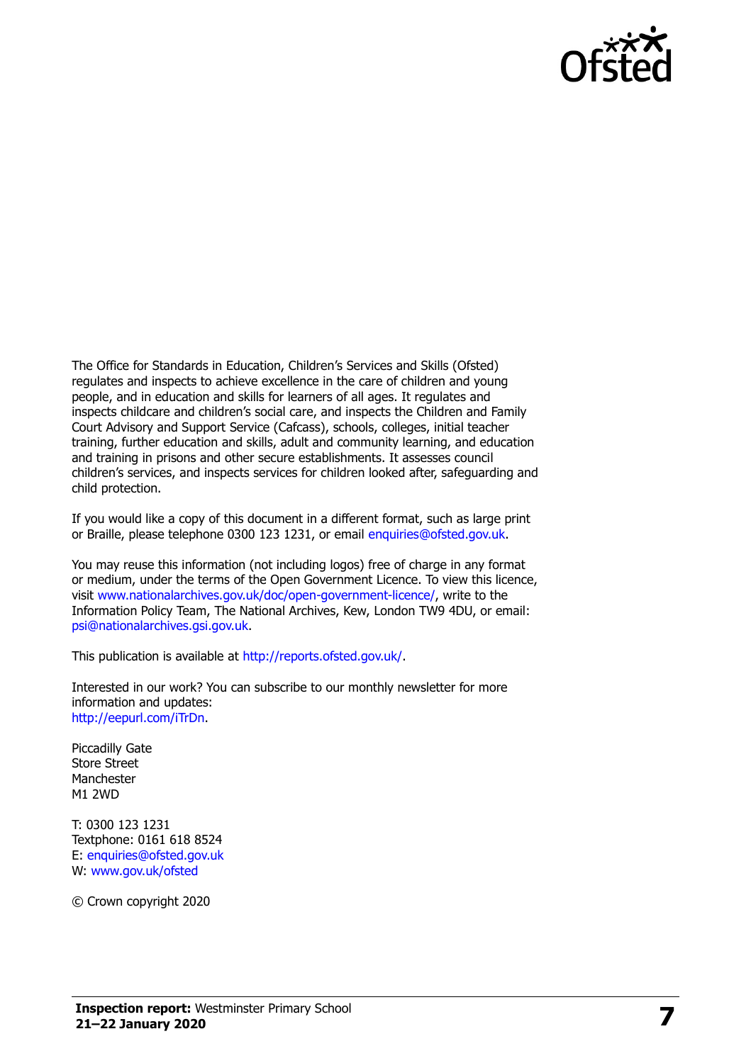The Office for Standards in Education, Children's Services and Skills (Ofsted) regulates and inspects to achieve excellence in the care of children and young people, and in education and skills for learners of all ages. It regulates and inspects childcare and children's social care, and inspects the Children and Family Court Advisory and Support Service (Cafcass), schools, colleges, initial teacher training, further education and skills, adult and community learning, and education and training in prisons and other secure establishments. It assesses council children's services, and inspects services for children looked after, safeguarding and child protection.

If you would like a copy of this document in a different format, such as large print or Braille, please telephone 0300 123 1231, or email enquiries@ofsted.gov.uk.

You may reuse this information (not including logos) free of charge in any format or medium, under the terms of the Open Government Licence. To view this licence, visit www.nationalarchives.gov.uk/doc/open-government-licence/, write to the Information Policy Team, The National Archives, Kew, London TW9 4DU, or email: psi@nationalarchives.gsi.gov.uk.

This publication is available at http://reports.ofsted.gov.uk/.

Interested in our work? You can subscribe to our monthly newsletter for more information and updates:
http://eepurl.com/iTrDn.

Piccadilly Gate
Store Street
Manchester
M1 2WD

T: 0300 123 1231
Textphone: 0161 618 8524
E: enquiries@ofsted.gov.uk
W: www.gov.uk/ofsted

© Crown copyright 2020